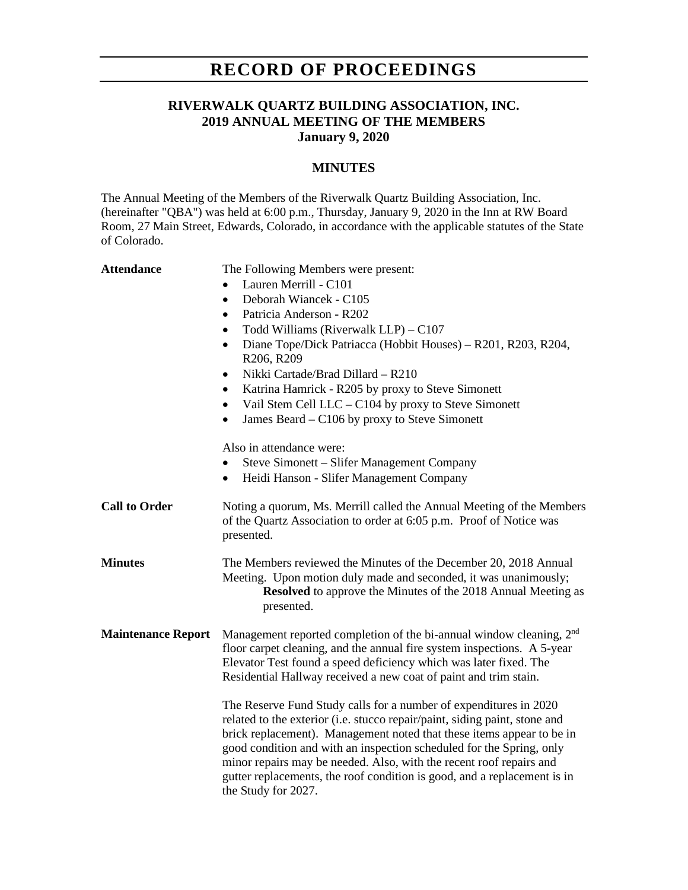# RECORD OF PROCEEDINGS

## RIVERWALK QUARTZ BUILDING ASSOCIATION, INC.
## 2019 ANNUAL MEETING OF THE MEMBERS
## January 9, 2020

### MINUTES

The Annual Meeting of the Members of the Riverwalk Quartz Building Association, Inc. (hereinafter "QBA") was held at 6:00 p.m., Thursday, January 9, 2020 in the Inn at RW Board Room, 27 Main Street, Edwards, Colorado, in accordance with the applicable statutes of the State of Colorado.

**Attendance**

The Following Members were present:

- Lauren Merrill - C101
- Deborah Wiancek - C105
- Patricia Anderson - R202
- Todd Williams (Riverwalk LLP) – C107
- Diane Tope/Dick Patriacca (Hobbit Houses) – R201, R203, R204, R206, R209
- Nikki Cartade/Brad Dillard – R210
- Katrina Hamrick - R205 by proxy to Steve Simonett
- Vail Stem Cell LLC – C104 by proxy to Steve Simonett
- James Beard – C106 by proxy to Steve Simonett

Also in attendance were:

- Steve Simonett – Slifer Management Company
- Heidi Hanson - Slifer Management Company

**Call to Order**

Noting a quorum, Ms. Merrill called the Annual Meeting of the Members of the Quartz Association to order at 6:05 p.m. Proof of Notice was presented.

**Minutes**

The Members reviewed the Minutes of the December 20, 2018 Annual Meeting. Upon motion duly made and seconded, it was unanimously;

> **Resolved** to approve the Minutes of the 2018 Annual Meeting as presented.

**Maintenance Report**

Management reported completion of the bi-annual window cleaning, 2nd floor carpet cleaning, and the annual fire system inspections. A 5-year Elevator Test found a speed deficiency which was later fixed. The Residential Hallway received a new coat of paint and trim stain.

The Reserve Fund Study calls for a number of expenditures in 2020 related to the exterior (i.e. stucco repair/paint, siding paint, stone and brick replacement). Management noted that these items appear to be in good condition and with an inspection scheduled for the Spring, only minor repairs may be needed. Also, with the recent roof repairs and gutter replacements, the roof condition is good, and a replacement is in the Study for 2027.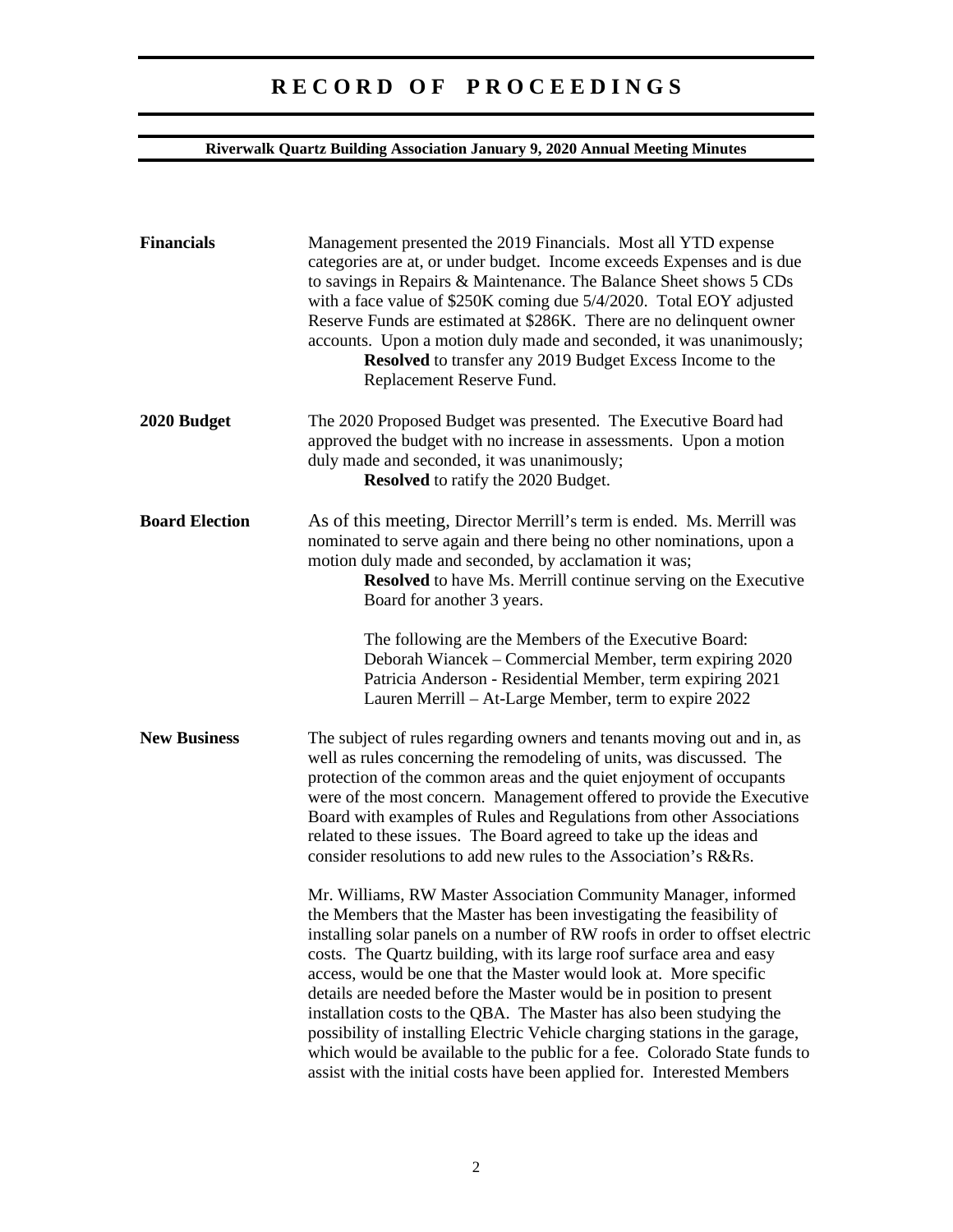# RECORD OF PROCEEDINGS

**Riverwalk Quartz Building Association January 9, 2020 Annual Meeting Minutes**

**Financials**

Management presented the 2019 Financials. Most all YTD expense categories are at, or under budget. Income exceeds Expenses and is due to savings in Repairs & Maintenance. The Balance Sheet shows 5 CDs with a face value of $250K coming due 5/4/2020. Total EOY adjusted Reserve Funds are estimated at $286K. There are no delinquent owner accounts. Upon a motion duly made and seconded, it was unanimously;

> **Resolved** to transfer any 2019 Budget Excess Income to the Replacement Reserve Fund.

**2020 Budget**

The 2020 Proposed Budget was presented. The Executive Board had approved the budget with no increase in assessments. Upon a motion duly made and seconded, it was unanimously;

> **Resolved** to ratify the 2020 Budget.

**Board Election**

As of this meeting, Director Merrill's term is ended. Ms. Merrill was nominated to serve again and there being no other nominations, upon a motion duly made and seconded, by acclamation it was;

> **Resolved** to have Ms. Merrill continue serving on the Executive Board for another 3 years.

> The following are the Members of the Executive Board:
> Deborah Wiancek – Commercial Member, term expiring 2020
> Patricia Anderson - Residential Member, term expiring 2021
> Lauren Merrill – At-Large Member, term to expire 2022

**New Business**

The subject of rules regarding owners and tenants moving out and in, as well as rules concerning the remodeling of units, was discussed. The protection of the common areas and the quiet enjoyment of occupants were of the most concern. Management offered to provide the Executive Board with examples of Rules and Regulations from other Associations related to these issues. The Board agreed to take up the ideas and consider resolutions to add new rules to the Association's R&Rs.

Mr. Williams, RW Master Association Community Manager, informed the Members that the Master has been investigating the feasibility of installing solar panels on a number of RW roofs in order to offset electric costs. The Quartz building, with its large roof surface area and easy access, would be one that the Master would look at. More specific details are needed before the Master would be in position to present installation costs to the QBA. The Master has also been studying the possibility of installing Electric Vehicle charging stations in the garage, which would be available to the public for a fee. Colorado State funds to assist with the initial costs have been applied for. Interested Members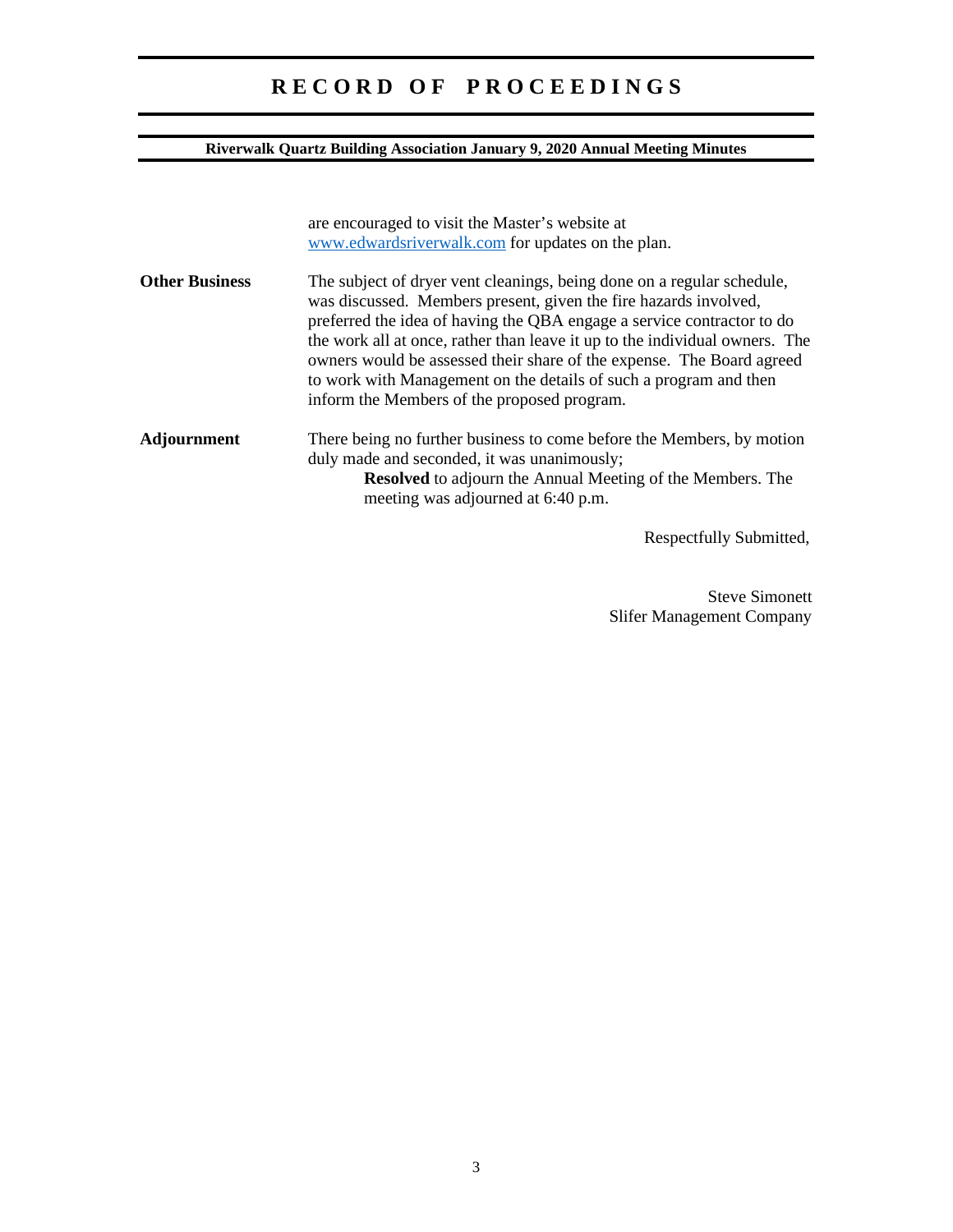are encouraged to visit the Master's website at www.edwardsriverwalk.com for updates on the plan.

**Other Business**

The subject of dryer vent cleanings, being done on a regular schedule, was discussed. Members present, given the fire hazards involved, preferred the idea of having the QBA engage a service contractor to do the work all at once, rather than leave it up to the individual owners. The owners would be assessed their share of the expense. The Board agreed to work with Management on the details of such a program and then inform the Members of the proposed program.

**Adjournment**

There being no further business to come before the Members, by motion duly made and seconded, it was unanimously;

**Resolved** to adjourn the Annual Meeting of the Members. The meeting was adjourned at 6:40 p.m.

Respectfully Submitted,

Steve Simonett
Slifer Management Company